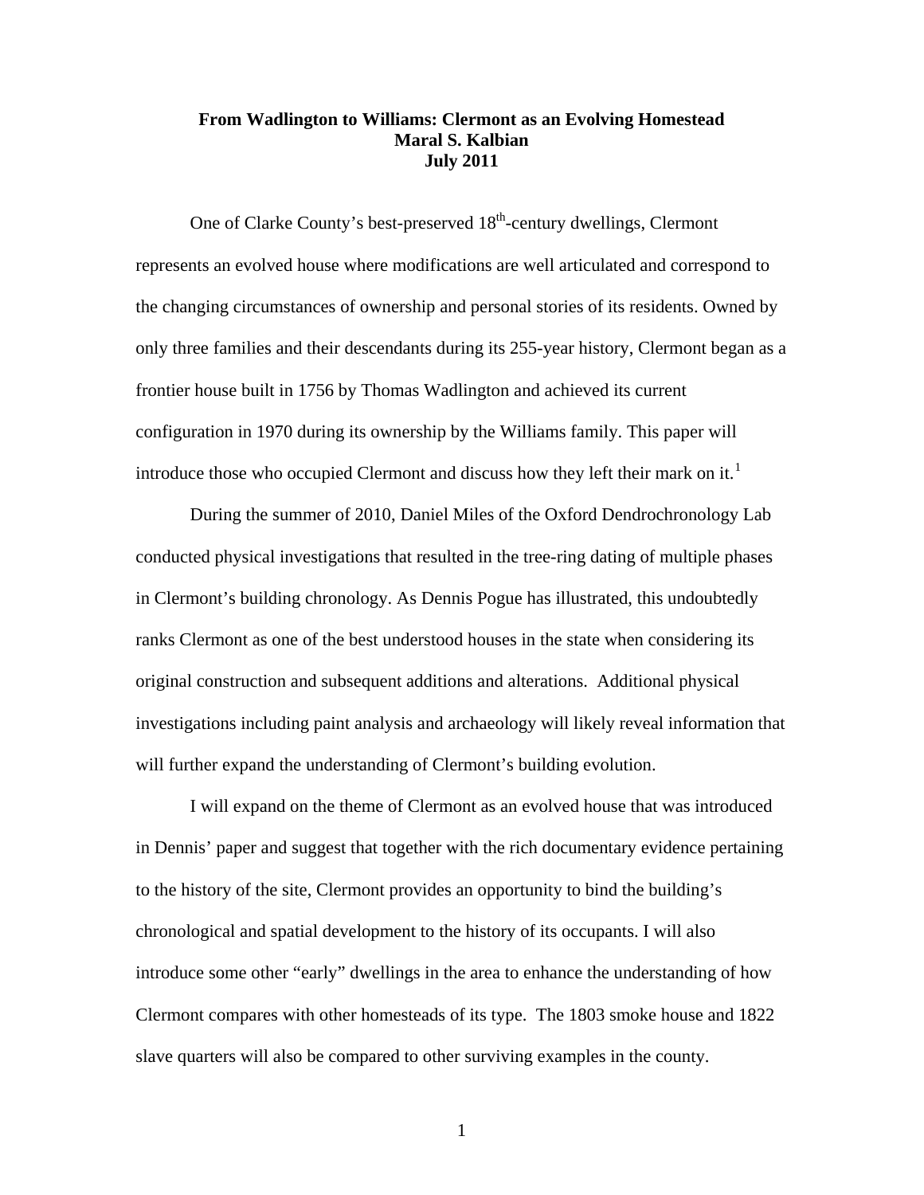# From Wadlington to Williams: Clermont as an Evolving Homestead

**Maral S. Kalbian**

**July 2011**

One of Clarke County's best-preserved 18th-century dwellings, Clermont represents an evolved house where modifications are well articulated and correspond to the changing circumstances of ownership and personal stories of its residents. Owned by only three families and their descendants during its 255-year history, Clermont began as a frontier house built in 1756 by Thomas Wadlington and achieved its current configuration in 1970 during its ownership by the Williams family. This paper will introduce those who occupied Clermont and discuss how they left their mark on it.[1]

During the summer of 2010, Daniel Miles of the Oxford Dendrochronology Lab conducted physical investigations that resulted in the tree-ring dating of multiple phases in Clermont's building chronology. As Dennis Pogue has illustrated, this undoubtedly ranks Clermont as one of the best understood houses in the state when considering its original construction and subsequent additions and alterations. Additional physical investigations including paint analysis and archaeology will likely reveal information that will further expand the understanding of Clermont's building evolution.

I will expand on the theme of Clermont as an evolved house that was introduced in Dennis' paper and suggest that together with the rich documentary evidence pertaining to the history of the site, Clermont provides an opportunity to bind the building's chronological and spatial development to the history of its occupants. I will also introduce some other "early" dwellings in the area to enhance the understanding of how Clermont compares with other homesteads of its type. The 1803 smoke house and 1822 slave quarters will also be compared to other surviving examples in the county.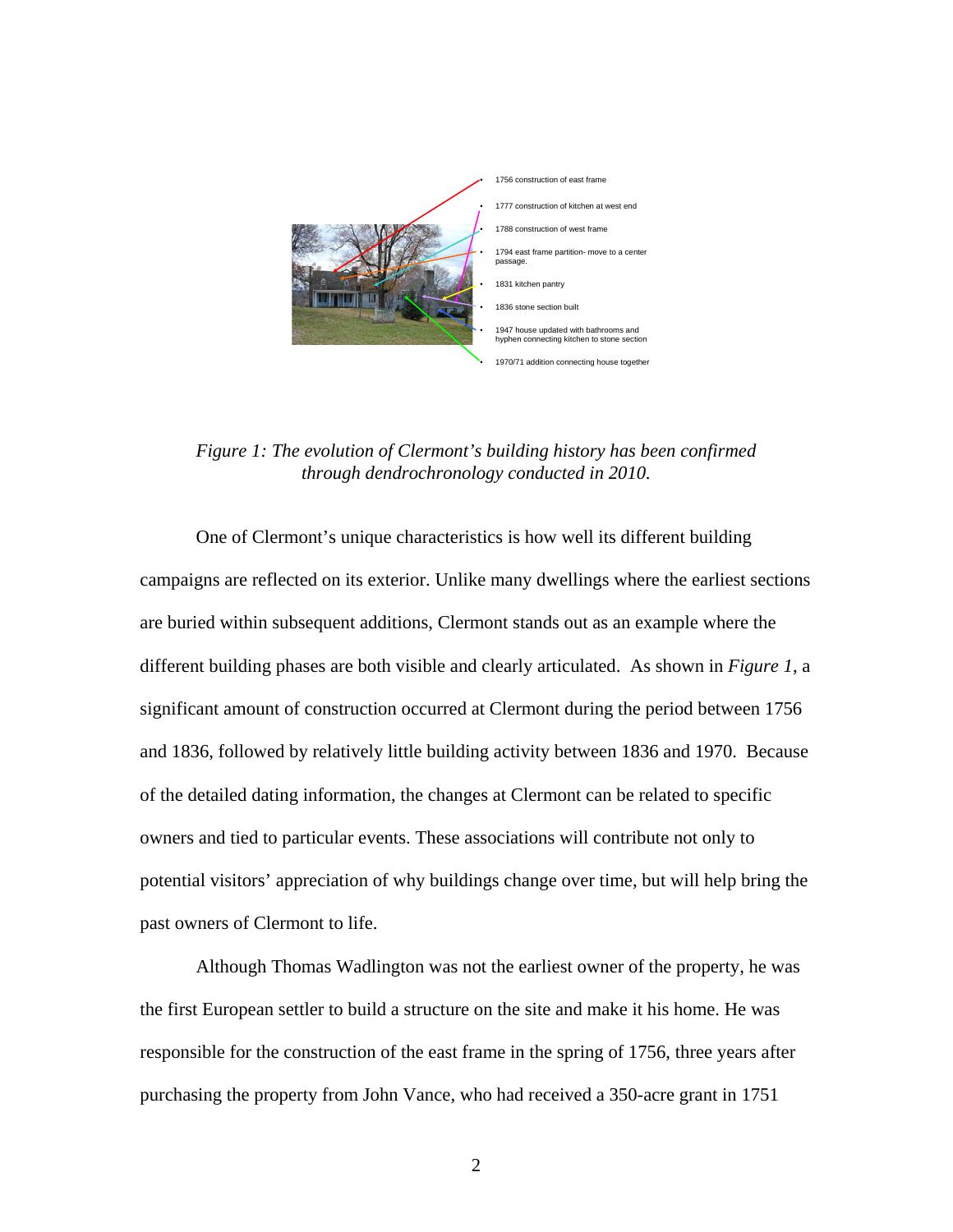- 1756 construction of east frame
- 1777 construction of kitchen at west end
- 1788 construction of west frame
- 1794 east frame partition- move to a center passage.
- 1831 kitchen pantry
- 1836 stone section built
- 1947 house updated with bathrooms and hyphen connecting kitchen to stone section
- 1970/71 addition connecting house together

*Figure 1: The evolution of Clermont's building history has been confirmed through dendrochronology conducted in 2010.*

One of Clermont's unique characteristics is how well its different building campaigns are reflected on its exterior. Unlike many dwellings where the earliest sections are buried within subsequent additions, Clermont stands out as an example where the different building phases are both visible and clearly articulated. As shown in *Figure 1*, a significant amount of construction occurred at Clermont during the period between 1756 and 1836, followed by relatively little building activity between 1836 and 1970. Because of the detailed dating information, the changes at Clermont can be related to specific owners and tied to particular events. These associations will contribute not only to potential visitors' appreciation of why buildings change over time, but will help bring the past owners of Clermont to life.

Although Thomas Wadlington was not the earliest owner of the property, he was the first European settler to build a structure on the site and make it his home. He was responsible for the construction of the east frame in the spring of 1756, three years after purchasing the property from John Vance, who had received a 350-acre grant in 1751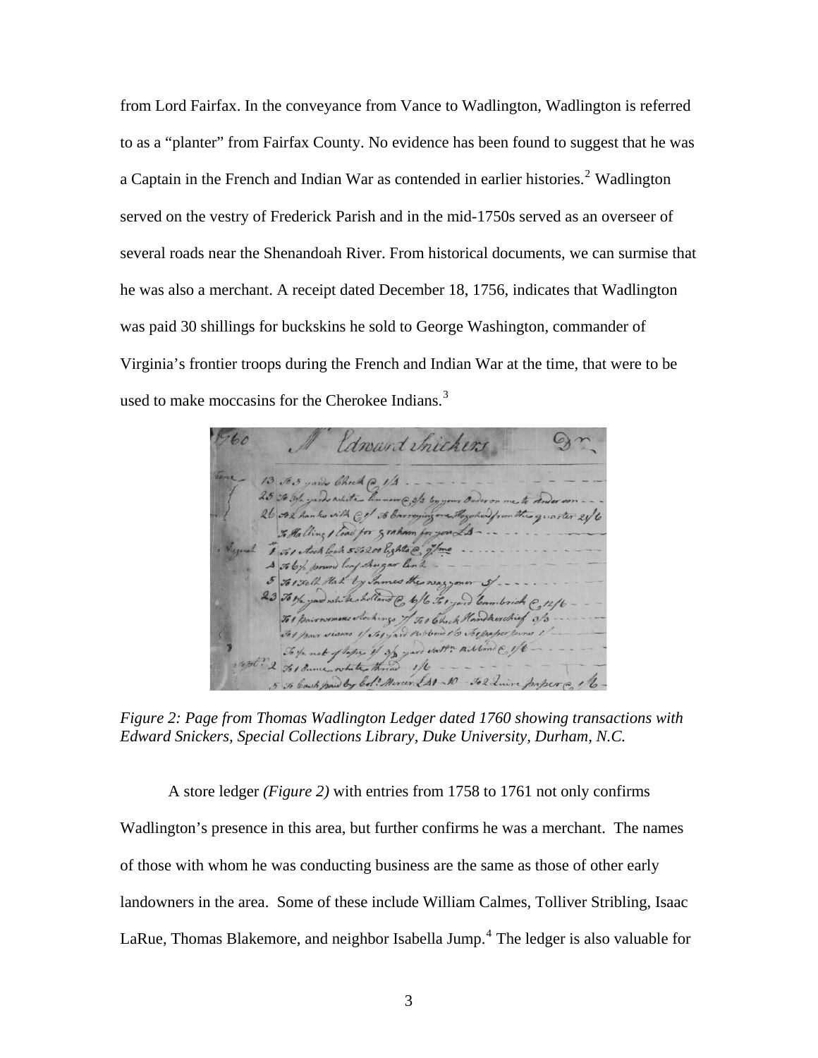from Lord Fairfax. In the conveyance from Vance to Wadlington, Wadlington is referred to as a "planter" from Fairfax County. No evidence has been found to suggest that he was a Captain in the French and Indian War as contended in earlier histories.[2] Wadlington served on the vestry of Frederick Parish and in the mid-1750s served as an overseer of several roads near the Shenandoah River. From historical documents, we can surmise that he was also a merchant. A receipt dated December 18, 1756, indicates that Wadlington was paid 30 shillings for buckskins he sold to George Washington, commander of Virginia's frontier troops during the French and Indian War at the time, that were to be used to make moccasins for the Cherokee Indians.[3]

*Figure 2: Page from Thomas Wadlington Ledger dated 1760 showing transactions with Edward Snickers, Special Collections Library, Duke University, Durham, N.C.*

A store ledger *(Figure 2)* with entries from 1758 to 1761 not only confirms Wadlington's presence in this area, but further confirms he was a merchant. The names of those with whom he was conducting business are the same as those of other early landowners in the area. Some of these include William Calmes, Tolliver Stribling, Isaac LaRue, Thomas Blakemore, and neighbor Isabella Jump.[4] The ledger is also valuable for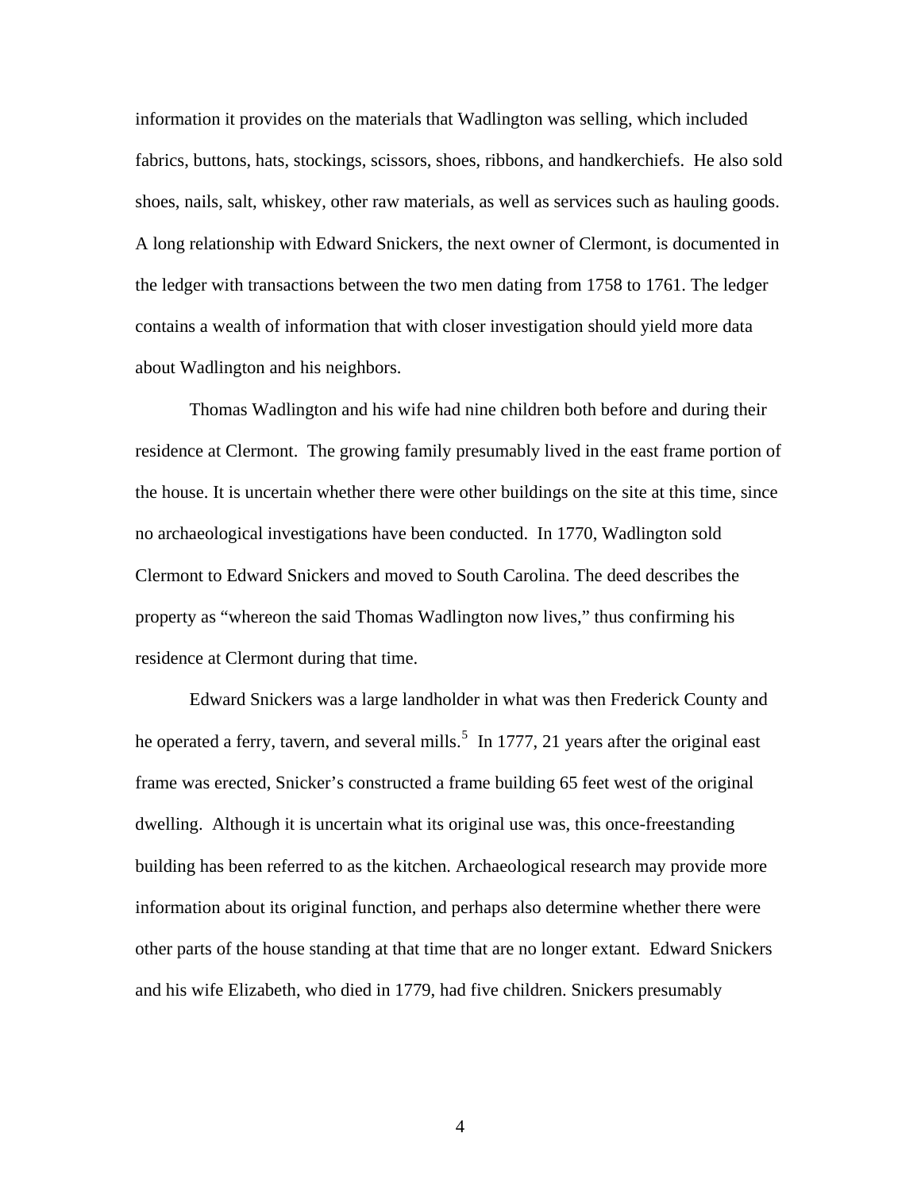information it provides on the materials that Wadlington was selling, which included fabrics, buttons, hats, stockings, scissors, shoes, ribbons, and handkerchiefs. He also sold shoes, nails, salt, whiskey, other raw materials, as well as services such as hauling goods. A long relationship with Edward Snickers, the next owner of Clermont, is documented in the ledger with transactions between the two men dating from 1758 to 1761. The ledger contains a wealth of information that with closer investigation should yield more data about Wadlington and his neighbors.

Thomas Wadlington and his wife had nine children both before and during their residence at Clermont. The growing family presumably lived in the east frame portion of the house. It is uncertain whether there were other buildings on the site at this time, since no archaeological investigations have been conducted. In 1770, Wadlington sold Clermont to Edward Snickers and moved to South Carolina. The deed describes the property as "whereon the said Thomas Wadlington now lives," thus confirming his residence at Clermont during that time.

Edward Snickers was a large landholder in what was then Frederick County and he operated a ferry, tavern, and several mills.[5] In 1777, 21 years after the original east frame was erected, Snicker's constructed a frame building 65 feet west of the original dwelling. Although it is uncertain what its original use was, this once-freestanding building has been referred to as the kitchen. Archaeological research may provide more information about its original function, and perhaps also determine whether there were other parts of the house standing at that time that are no longer extant. Edward Snickers and his wife Elizabeth, who died in 1779, had five children. Snickers presumably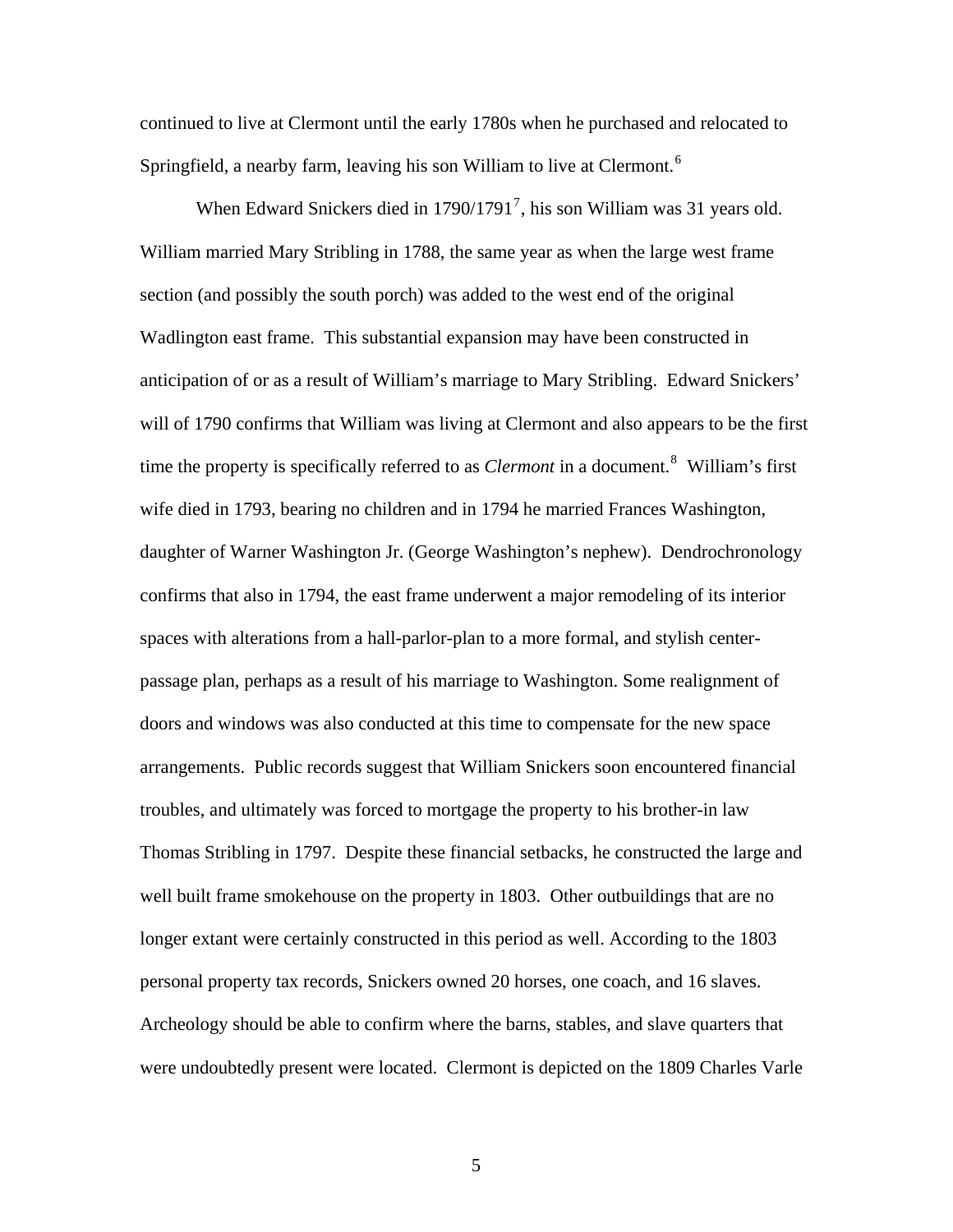continued to live at Clermont until the early 1780s when he purchased and relocated to Springfield, a nearby farm, leaving his son William to live at Clermont.[6]

When Edward Snickers died in 1790/1791[7], his son William was 31 years old. William married Mary Stribling in 1788, the same year as when the large west frame section (and possibly the south porch) was added to the west end of the original Wadlington east frame. This substantial expansion may have been constructed in anticipation of or as a result of William's marriage to Mary Stribling. Edward Snickers' will of 1790 confirms that William was living at Clermont and also appears to be the first time the property is specifically referred to as *Clermont* in a document.[8] William's first wife died in 1793, bearing no children and in 1794 he married Frances Washington, daughter of Warner Washington Jr. (George Washington's nephew). Dendrochronology confirms that also in 1794, the east frame underwent a major remodeling of its interior spaces with alterations from a hall-parlor-plan to a more formal, and stylish center-passage plan, perhaps as a result of his marriage to Washington. Some realignment of doors and windows was also conducted at this time to compensate for the new space arrangements. Public records suggest that William Snickers soon encountered financial troubles, and ultimately was forced to mortgage the property to his brother-in law Thomas Stribling in 1797. Despite these financial setbacks, he constructed the large and well built frame smokehouse on the property in 1803. Other outbuildings that are no longer extant were certainly constructed in this period as well. According to the 1803 personal property tax records, Snickers owned 20 horses, one coach, and 16 slaves. Archeology should be able to confirm where the barns, stables, and slave quarters that were undoubtedly present were located. Clermont is depicted on the 1809 Charles Varle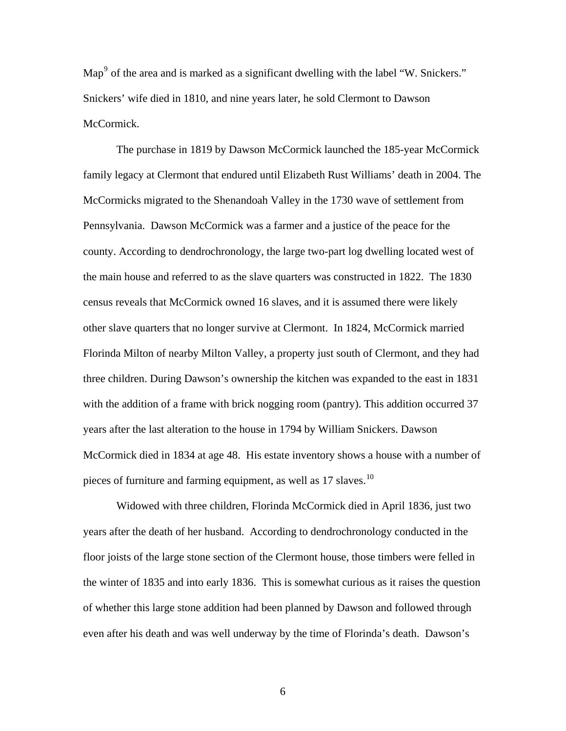Map[9] of the area and is marked as a significant dwelling with the label "W. Snickers." Snickers' wife died in 1810, and nine years later, he sold Clermont to Dawson McCormick.

The purchase in 1819 by Dawson McCormick launched the 185-year McCormick family legacy at Clermont that endured until Elizabeth Rust Williams' death in 2004. The McCormicks migrated to the Shenandoah Valley in the 1730 wave of settlement from Pennsylvania. Dawson McCormick was a farmer and a justice of the peace for the county. According to dendrochronology, the large two-part log dwelling located west of the main house and referred to as the slave quarters was constructed in 1822. The 1830 census reveals that McCormick owned 16 slaves, and it is assumed there were likely other slave quarters that no longer survive at Clermont. In 1824, McCormick married Florinda Milton of nearby Milton Valley, a property just south of Clermont, and they had three children. During Dawson's ownership the kitchen was expanded to the east in 1831 with the addition of a frame with brick nogging room (pantry). This addition occurred 37 years after the last alteration to the house in 1794 by William Snickers. Dawson McCormick died in 1834 at age 48. His estate inventory shows a house with a number of pieces of furniture and farming equipment, as well as 17 slaves.[10]

Widowed with three children, Florinda McCormick died in April 1836, just two years after the death of her husband. According to dendrochronology conducted in the floor joists of the large stone section of the Clermont house, those timbers were felled in the winter of 1835 and into early 1836. This is somewhat curious as it raises the question of whether this large stone addition had been planned by Dawson and followed through even after his death and was well underway by the time of Florinda's death. Dawson's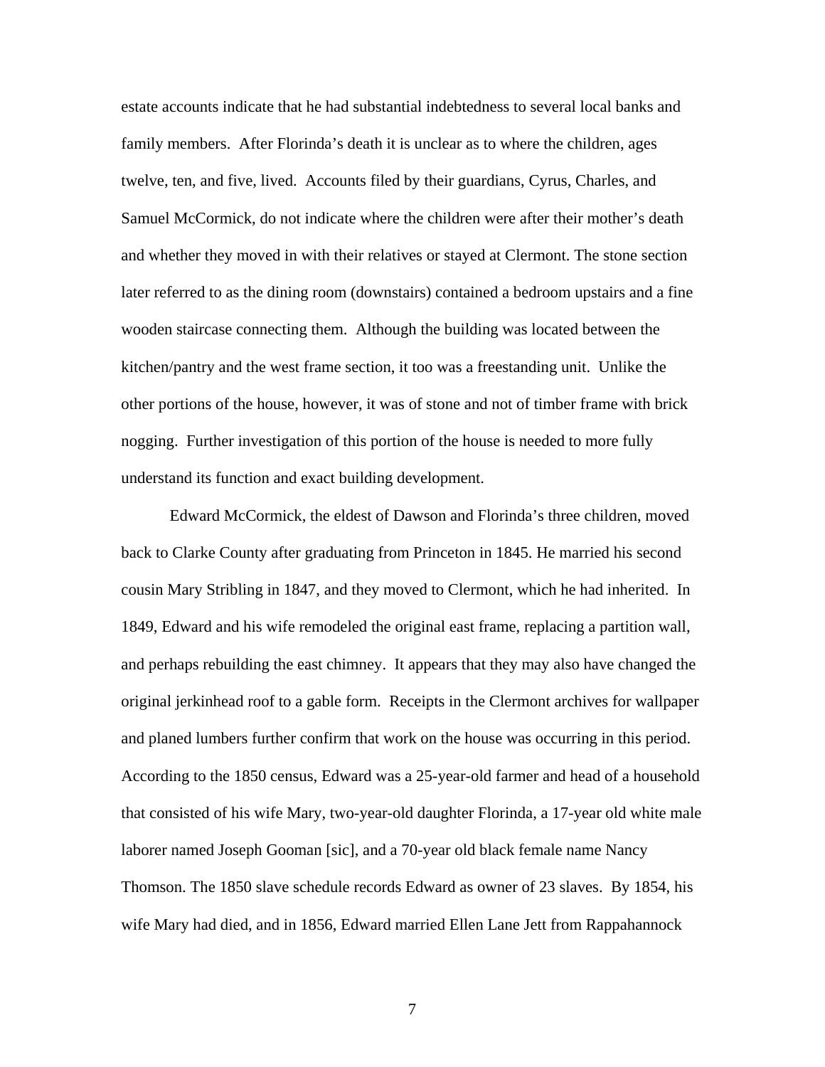estate accounts indicate that he had substantial indebtedness to several local banks and family members. After Florinda's death it is unclear as to where the children, ages twelve, ten, and five, lived. Accounts filed by their guardians, Cyrus, Charles, and Samuel McCormick, do not indicate where the children were after their mother's death and whether they moved in with their relatives or stayed at Clermont. The stone section later referred to as the dining room (downstairs) contained a bedroom upstairs and a fine wooden staircase connecting them. Although the building was located between the kitchen/pantry and the west frame section, it too was a freestanding unit. Unlike the other portions of the house, however, it was of stone and not of timber frame with brick nogging. Further investigation of this portion of the house is needed to more fully understand its function and exact building development.

Edward McCormick, the eldest of Dawson and Florinda's three children, moved back to Clarke County after graduating from Princeton in 1845. He married his second cousin Mary Stribling in 1847, and they moved to Clermont, which he had inherited. In 1849, Edward and his wife remodeled the original east frame, replacing a partition wall, and perhaps rebuilding the east chimney. It appears that they may also have changed the original jerkinhead roof to a gable form. Receipts in the Clermont archives for wallpaper and planed lumbers further confirm that work on the house was occurring in this period. According to the 1850 census, Edward was a 25-year-old farmer and head of a household that consisted of his wife Mary, two-year-old daughter Florinda, a 17-year old white male laborer named Joseph Gooman [sic], and a 70-year old black female name Nancy Thomson. The 1850 slave schedule records Edward as owner of 23 slaves. By 1854, his wife Mary had died, and in 1856, Edward married Ellen Lane Jett from Rappahannock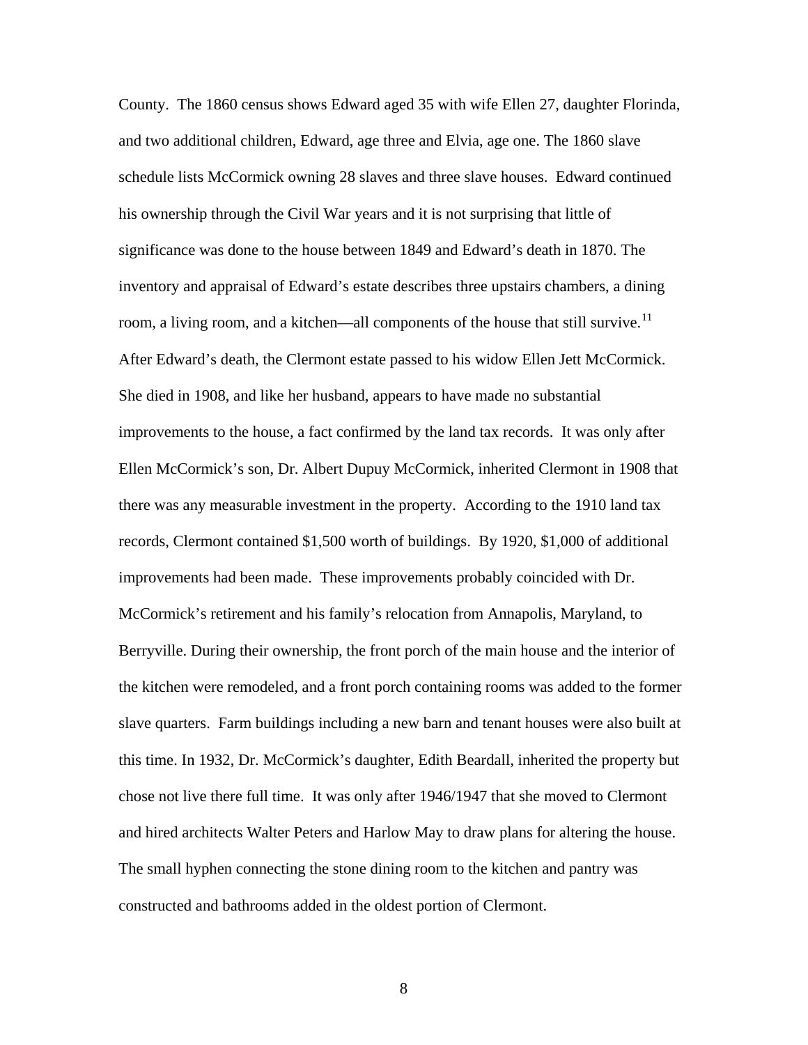County. The 1860 census shows Edward aged 35 with wife Ellen 27, daughter Florinda, and two additional children, Edward, age three and Elvia, age one. The 1860 slave schedule lists McCormick owning 28 slaves and three slave houses. Edward continued his ownership through the Civil War years and it is not surprising that little of significance was done to the house between 1849 and Edward's death in 1870. The inventory and appraisal of Edward's estate describes three upstairs chambers, a dining room, a living room, and a kitchen—all components of the house that still survive.[11] After Edward's death, the Clermont estate passed to his widow Ellen Jett McCormick. She died in 1908, and like her husband, appears to have made no substantial improvements to the house, a fact confirmed by the land tax records. It was only after Ellen McCormick's son, Dr. Albert Dupuy McCormick, inherited Clermont in 1908 that there was any measurable investment in the property. According to the 1910 land tax records, Clermont contained $1,500 worth of buildings. By 1920, $1,000 of additional improvements had been made. These improvements probably coincided with Dr. McCormick's retirement and his family's relocation from Annapolis, Maryland, to Berryville. During their ownership, the front porch of the main house and the interior of the kitchen were remodeled, and a front porch containing rooms was added to the former slave quarters. Farm buildings including a new barn and tenant houses were also built at this time. In 1932, Dr. McCormick's daughter, Edith Beardall, inherited the property but chose not live there full time. It was only after 1946/1947 that she moved to Clermont and hired architects Walter Peters and Harlow May to draw plans for altering the house. The small hyphen connecting the stone dining room to the kitchen and pantry was constructed and bathrooms added in the oldest portion of Clermont.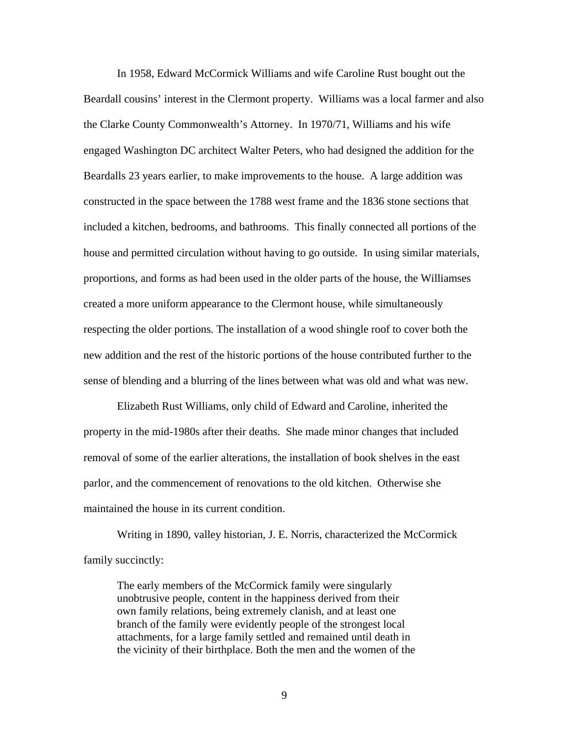In 1958, Edward McCormick Williams and wife Caroline Rust bought out the Beardall cousins' interest in the Clermont property. Williams was a local farmer and also the Clarke County Commonwealth's Attorney. In 1970/71, Williams and his wife engaged Washington DC architect Walter Peters, who had designed the addition for the Beardalls 23 years earlier, to make improvements to the house. A large addition was constructed in the space between the 1788 west frame and the 1836 stone sections that included a kitchen, bedrooms, and bathrooms. This finally connected all portions of the house and permitted circulation without having to go outside. In using similar materials, proportions, and forms as had been used in the older parts of the house, the Williamses created a more uniform appearance to the Clermont house, while simultaneously respecting the older portions. The installation of a wood shingle roof to cover both the new addition and the rest of the historic portions of the house contributed further to the sense of blending and a blurring of the lines between what was old and what was new.

Elizabeth Rust Williams, only child of Edward and Caroline, inherited the property in the mid-1980s after their deaths. She made minor changes that included removal of some of the earlier alterations, the installation of book shelves in the east parlor, and the commencement of renovations to the old kitchen. Otherwise she maintained the house in its current condition.

Writing in 1890, valley historian, J. E. Norris, characterized the McCormick family succinctly:

> The early members of the McCormick family were singularly unobtrusive people, content in the happiness derived from their own family relations, being extremely clanish, and at least one branch of the family were evidently people of the strongest local attachments, for a large family settled and remained until death in the vicinity of their birthplace. Both the men and the women of the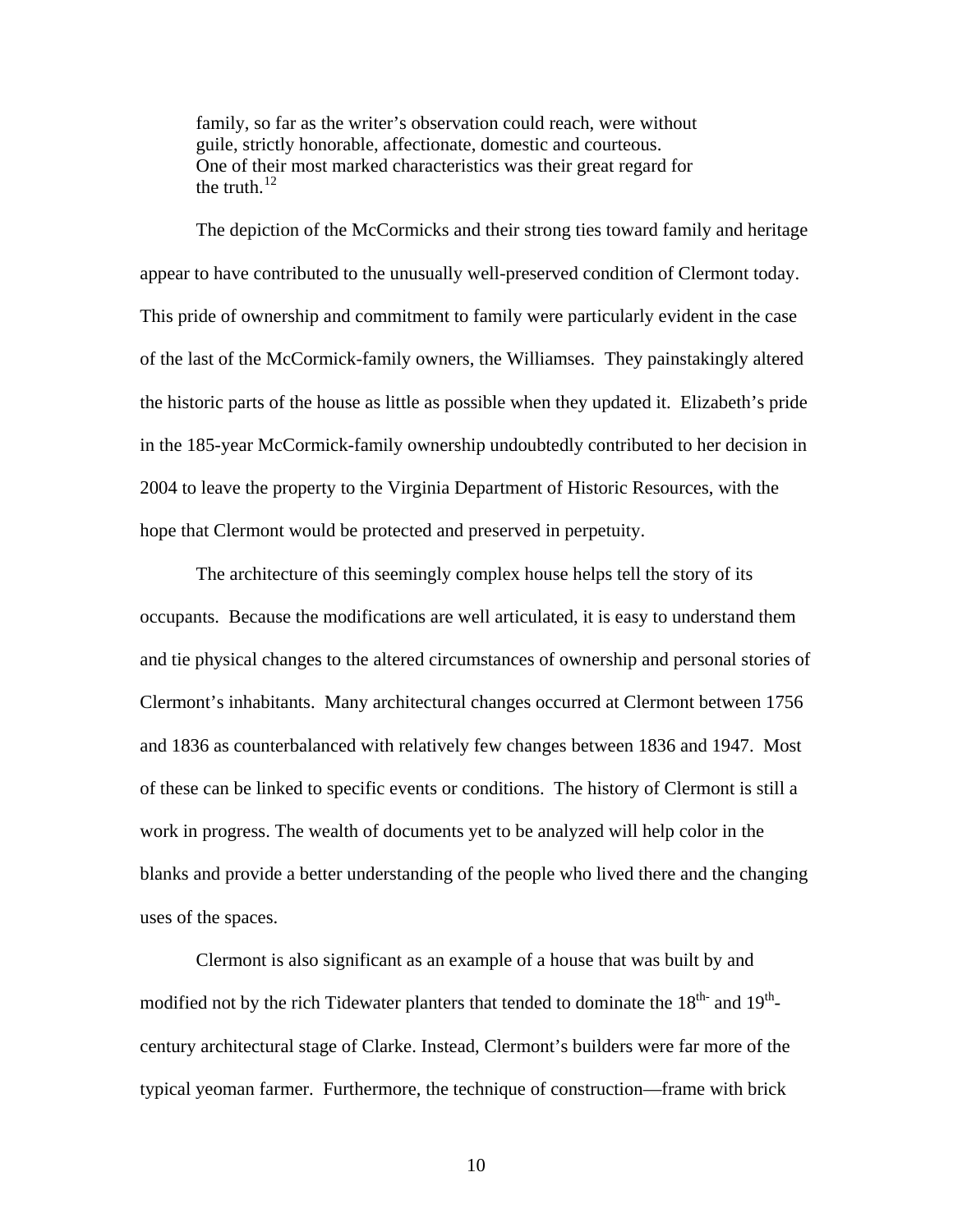> family, so far as the writer's observation could reach, were without guile, strictly honorable, affectionate, domestic and courteous. One of their most marked characteristics was their great regard for the truth.[12]

The depiction of the McCormicks and their strong ties toward family and heritage appear to have contributed to the unusually well-preserved condition of Clermont today. This pride of ownership and commitment to family were particularly evident in the case of the last of the McCormick-family owners, the Williamses. They painstakingly altered the historic parts of the house as little as possible when they updated it. Elizabeth's pride in the 185-year McCormick-family ownership undoubtedly contributed to her decision in 2004 to leave the property to the Virginia Department of Historic Resources, with the hope that Clermont would be protected and preserved in perpetuity.

The architecture of this seemingly complex house helps tell the story of its occupants. Because the modifications are well articulated, it is easy to understand them and tie physical changes to the altered circumstances of ownership and personal stories of Clermont's inhabitants. Many architectural changes occurred at Clermont between 1756 and 1836 as counterbalanced with relatively few changes between 1836 and 1947. Most of these can be linked to specific events or conditions. The history of Clermont is still a work in progress. The wealth of documents yet to be analyzed will help color in the blanks and provide a better understanding of the people who lived there and the changing uses of the spaces.

Clermont is also significant as an example of a house that was built by and modified not by the rich Tidewater planters that tended to dominate the 18th- and 19th-century architectural stage of Clarke. Instead, Clermont's builders were far more of the typical yeoman farmer. Furthermore, the technique of construction—frame with brick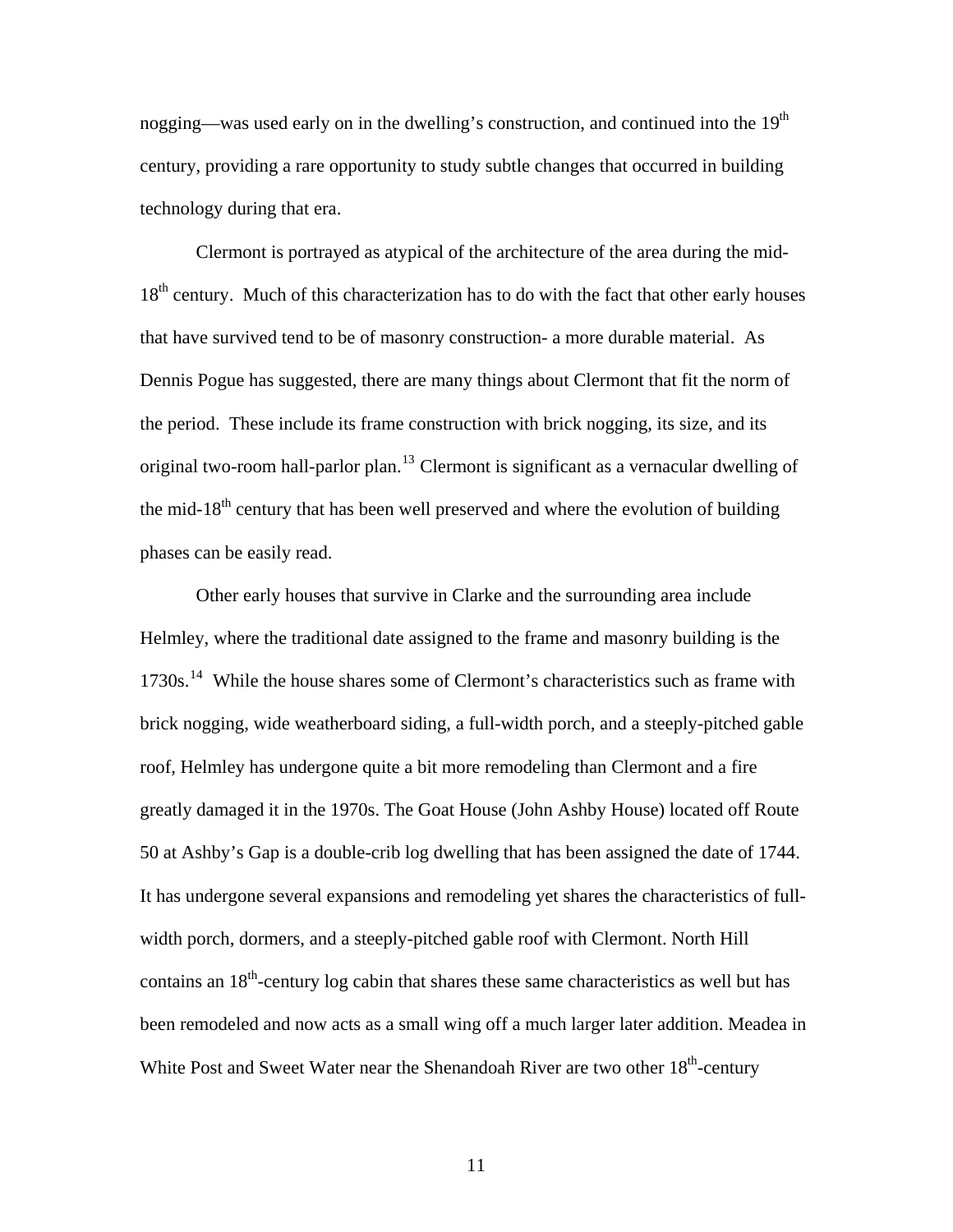nogging—was used early on in the dwelling's construction, and continued into the 19th century, providing a rare opportunity to study subtle changes that occurred in building technology during that era.

Clermont is portrayed as atypical of the architecture of the area during the mid-18th century. Much of this characterization has to do with the fact that other early houses that have survived tend to be of masonry construction- a more durable material. As Dennis Pogue has suggested, there are many things about Clermont that fit the norm of the period. These include its frame construction with brick nogging, its size, and its original two-room hall-parlor plan.[13] Clermont is significant as a vernacular dwelling of the mid-18th century that has been well preserved and where the evolution of building phases can be easily read.

Other early houses that survive in Clarke and the surrounding area include Helmley, where the traditional date assigned to the frame and masonry building is the 1730s.[14] While the house shares some of Clermont's characteristics such as frame with brick nogging, wide weatherboard siding, a full-width porch, and a steeply-pitched gable roof, Helmley has undergone quite a bit more remodeling than Clermont and a fire greatly damaged it in the 1970s. The Goat House (John Ashby House) located off Route 50 at Ashby's Gap is a double-crib log dwelling that has been assigned the date of 1744. It has undergone several expansions and remodeling yet shares the characteristics of full-width porch, dormers, and a steeply-pitched gable roof with Clermont. North Hill contains an 18th-century log cabin that shares these same characteristics as well but has been remodeled and now acts as a small wing off a much larger later addition. Meadea in White Post and Sweet Water near the Shenandoah River are two other 18th-century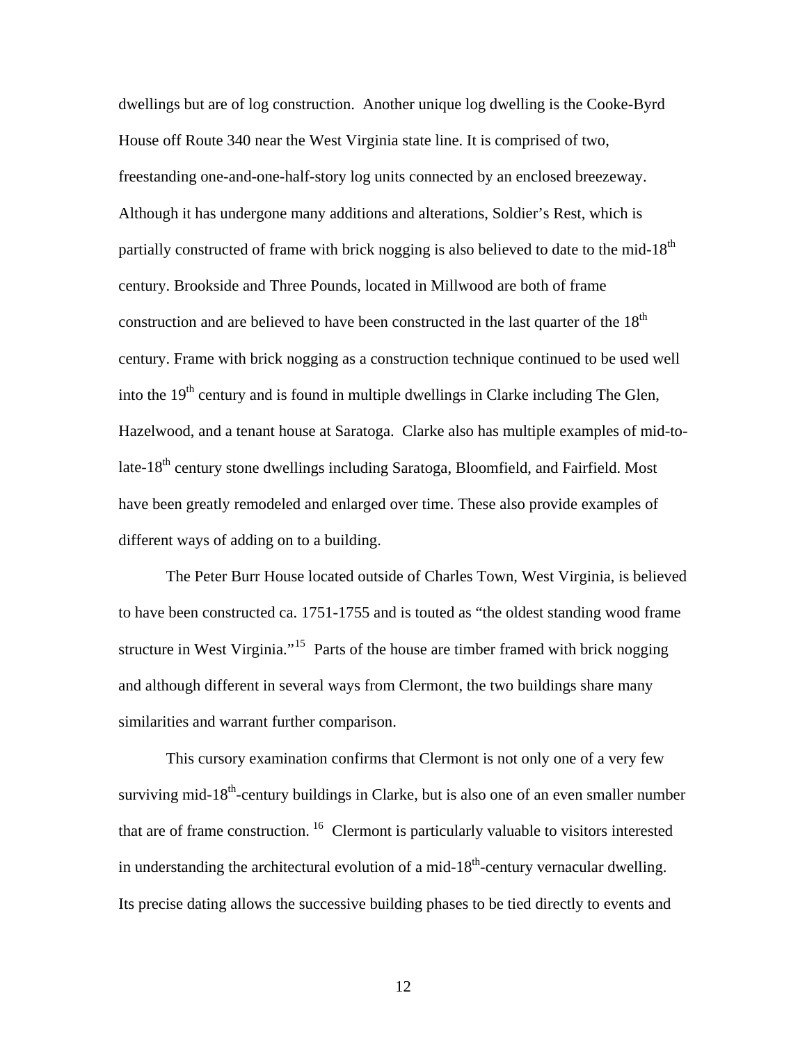dwellings but are of log construction. Another unique log dwelling is the Cooke-Byrd House off Route 340 near the West Virginia state line. It is comprised of two, freestanding one-and-one-half-story log units connected by an enclosed breezeway. Although it has undergone many additions and alterations, Soldier's Rest, which is partially constructed of frame with brick nogging is also believed to date to the mid-$18^{th}$ century. Brookside and Three Pounds, located in Millwood are both of frame construction and are believed to have been constructed in the last quarter of the $18^{th}$ century. Frame with brick nogging as a construction technique continued to be used well into the $19^{th}$ century and is found in multiple dwellings in Clarke including The Glen, Hazelwood, and a tenant house at Saratoga. Clarke also has multiple examples of mid-to-late-$18^{th}$ century stone dwellings including Saratoga, Bloomfield, and Fairfield. Most have been greatly remodeled and enlarged over time. These also provide examples of different ways of adding on to a building.

The Peter Burr House located outside of Charles Town, West Virginia, is believed to have been constructed ca. 1751-1755 and is touted as "the oldest standing wood frame structure in West Virginia."[15] Parts of the house are timber framed with brick nogging and although different in several ways from Clermont, the two buildings share many similarities and warrant further comparison.

This cursory examination confirms that Clermont is not only one of a very few surviving mid-$18^{th}$-century buildings in Clarke, but is also one of an even smaller number that are of frame construction.[16] Clermont is particularly valuable to visitors interested in understanding the architectural evolution of a mid-$18^{th}$-century vernacular dwelling. Its precise dating allows the successive building phases to be tied directly to events and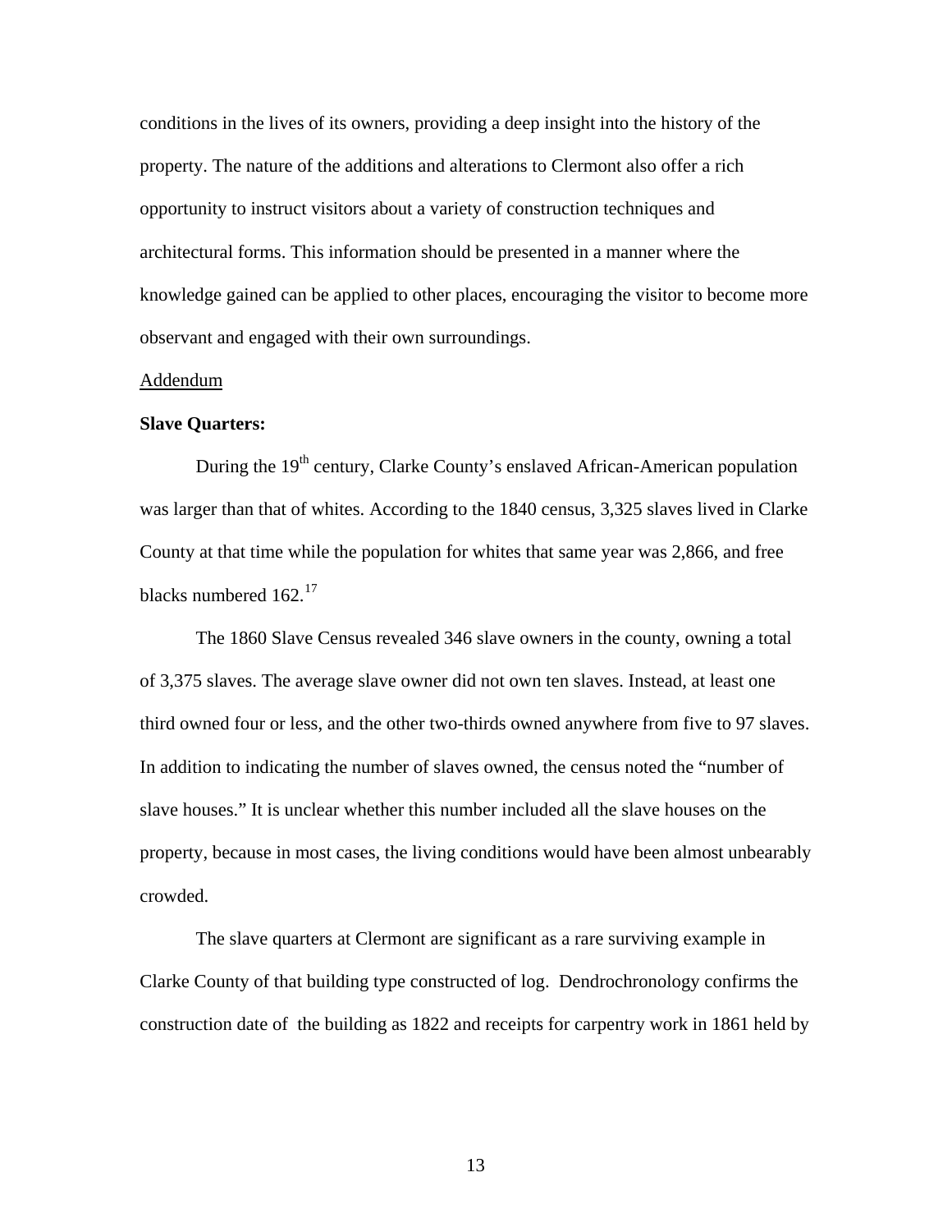conditions in the lives of its owners, providing a deep insight into the history of the property. The nature of the additions and alterations to Clermont also offer a rich opportunity to instruct visitors about a variety of construction techniques and architectural forms. This information should be presented in a manner where the knowledge gained can be applied to other places, encouraging the visitor to become more observant and engaged with their own surroundings.

Addendum

**Slave Quarters:**

During the 19th century, Clarke County's enslaved African-American population was larger than that of whites. According to the 1840 census, 3,325 slaves lived in Clarke County at that time while the population for whites that same year was 2,866, and free blacks numbered 162.[17]

The 1860 Slave Census revealed 346 slave owners in the county, owning a total of 3,375 slaves. The average slave owner did not own ten slaves. Instead, at least one third owned four or less, and the other two-thirds owned anywhere from five to 97 slaves. In addition to indicating the number of slaves owned, the census noted the "number of slave houses." It is unclear whether this number included all the slave houses on the property, because in most cases, the living conditions would have been almost unbearably crowded.

The slave quarters at Clermont are significant as a rare surviving example in Clarke County of that building type constructed of log. Dendrochronology confirms the construction date of the building as 1822 and receipts for carpentry work in 1861 held by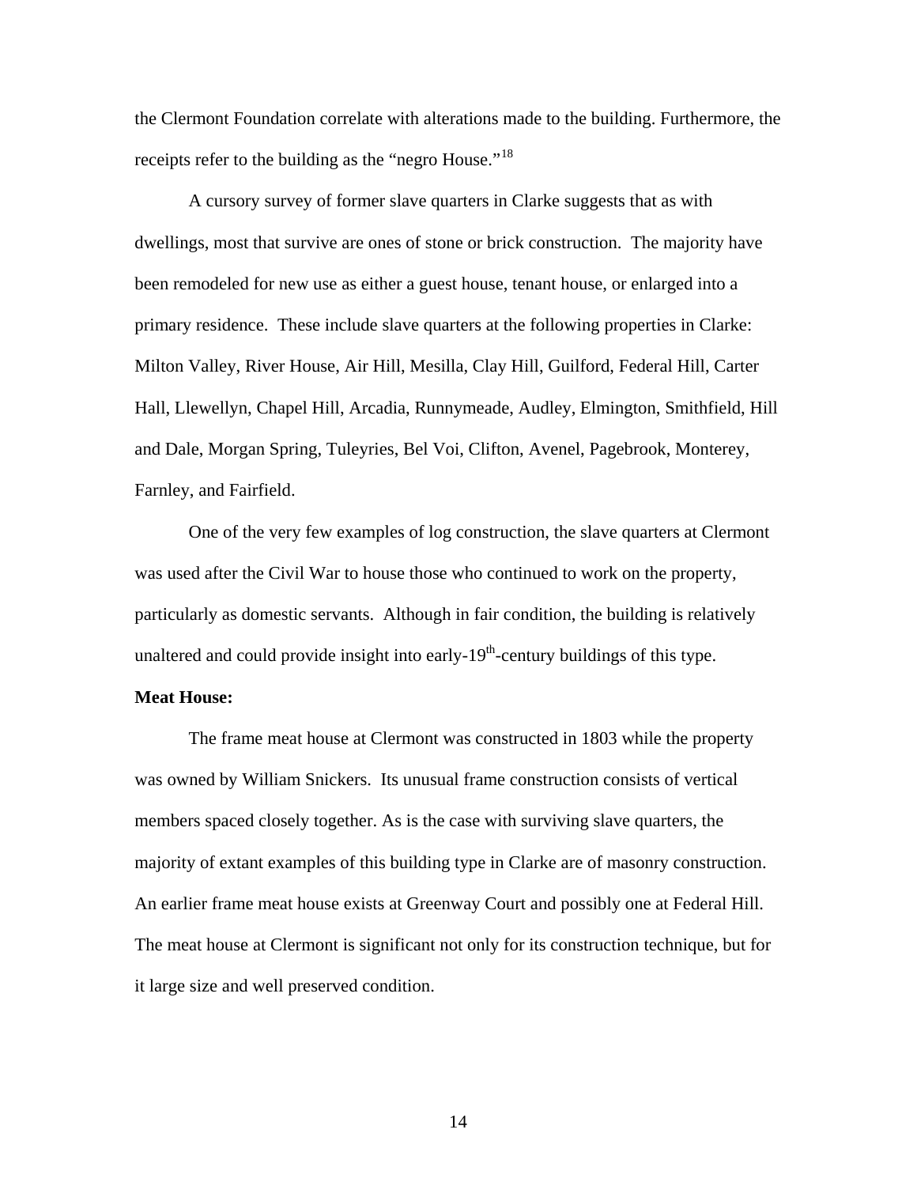the Clermont Foundation correlate with alterations made to the building. Furthermore, the receipts refer to the building as the "negro House."[18]

A cursory survey of former slave quarters in Clarke suggests that as with dwellings, most that survive are ones of stone or brick construction. The majority have been remodeled for new use as either a guest house, tenant house, or enlarged into a primary residence. These include slave quarters at the following properties in Clarke: Milton Valley, River House, Air Hill, Mesilla, Clay Hill, Guilford, Federal Hill, Carter Hall, Llewellyn, Chapel Hill, Arcadia, Runnymeade, Audley, Elmington, Smithfield, Hill and Dale, Morgan Spring, Tuleyries, Bel Voi, Clifton, Avenel, Pagebrook, Monterey, Farnley, and Fairfield.

One of the very few examples of log construction, the slave quarters at Clermont was used after the Civil War to house those who continued to work on the property, particularly as domestic servants. Although in fair condition, the building is relatively unaltered and could provide insight into early-19th-century buildings of this type.

**Meat House:**

The frame meat house at Clermont was constructed in 1803 while the property was owned by William Snickers. Its unusual frame construction consists of vertical members spaced closely together. As is the case with surviving slave quarters, the majority of extant examples of this building type in Clarke are of masonry construction. An earlier frame meat house exists at Greenway Court and possibly one at Federal Hill. The meat house at Clermont is significant not only for its construction technique, but for it large size and well preserved condition.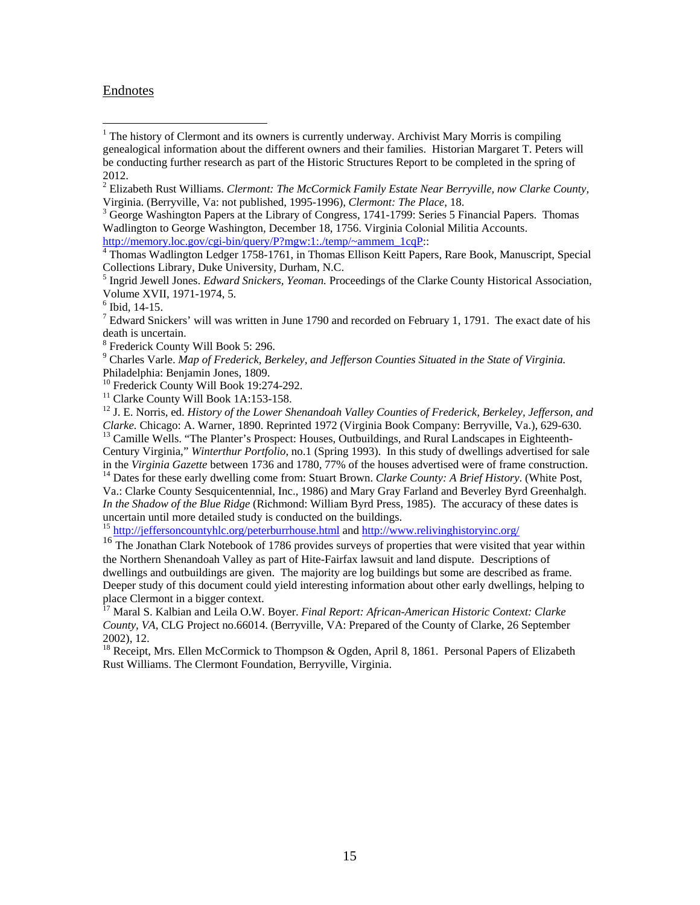## Endnotes

[1] The history of Clermont and its owners is currently underway. Archivist Mary Morris is compiling genealogical information about the different owners and their families. Historian Margaret T. Peters will be conducting further research as part of the Historic Structures Report to be completed in the spring of 2012.

[2] Elizabeth Rust Williams. *Clermont: The McCormick Family Estate Near Berryville, now Clarke County,* Virginia. (Berryville, Va: not published, 1995-1996), *Clermont: The Place*, 18.

[3] George Washington Papers at the Library of Congress, 1741-1799: Series 5 Financial Papers. Thomas Wadlington to George Washington, December 18, 1756. Virginia Colonial Militia Accounts. http://memory.loc.gov/cgi-bin/query/P?mgw:1:./temp/~ammem_1cqP::

[4] Thomas Wadlington Ledger 1758-1761, in Thomas Ellison Keitt Papers, Rare Book, Manuscript, Special Collections Library, Duke University, Durham, N.C.

[5] Ingrid Jewell Jones. *Edward Snickers, Yeoman.* Proceedings of the Clarke County Historical Association, Volume XVII, 1971-1974, 5.

[6] Ibid, 14-15.

[7] Edward Snickers' will was written in June 1790 and recorded on February 1, 1791. The exact date of his death is uncertain.

[8] Frederick County Will Book 5: 296.

[9] Charles Varle. *Map of Frederick, Berkeley, and Jefferson Counties Situated in the State of Virginia.* Philadelphia: Benjamin Jones, 1809.

[10] Frederick County Will Book 19:274-292.

[11] Clarke County Will Book 1A:153-158.

[12] J. E. Norris, ed. *History of the Lower Shenandoah Valley Counties of Frederick, Berkeley, Jefferson, and Clarke.* Chicago: A. Warner, 1890. Reprinted 1972 (Virginia Book Company: Berryville, Va.), 629-630.

[13] Camille Wells. "The Planter's Prospect: Houses, Outbuildings, and Rural Landscapes in Eighteenth-Century Virginia," *Winterthur Portfolio*, no.1 (Spring 1993). In this study of dwellings advertised for sale in the *Virginia Gazette* between 1736 and 1780, 77% of the houses advertised were of frame construction.

[14] Dates for these early dwelling come from: Stuart Brown. *Clarke County: A Brief History*. (White Post, Va.: Clarke County Sesquicentennial, Inc., 1986) and Mary Gray Farland and Beverley Byrd Greenhalgh. *In the Shadow of the Blue Ridge* (Richmond: William Byrd Press, 1985). The accuracy of these dates is uncertain until more detailed study is conducted on the buildings.

[15] http://jeffersoncountyhlc.org/peterburrhouse.html and http://www.relivinghistoryinc.org/

[16] The Jonathan Clark Notebook of 1786 provides surveys of properties that were visited that year within the Northern Shenandoah Valley as part of Hite-Fairfax lawsuit and land dispute. Descriptions of dwellings and outbuildings are given. The majority are log buildings but some are described as frame. Deeper study of this document could yield interesting information about other early dwellings, helping to place Clermont in a bigger context.

[17] Maral S. Kalbian and Leila O.W. Boyer. *Final Report: African-American Historic Context: Clarke County, VA*, CLG Project no.66014. (Berryville, VA: Prepared of the County of Clarke, 26 September 2002), 12.

[18] Receipt, Mrs. Ellen McCormick to Thompson & Ogden, April 8, 1861. Personal Papers of Elizabeth Rust Williams. The Clermont Foundation, Berryville, Virginia.